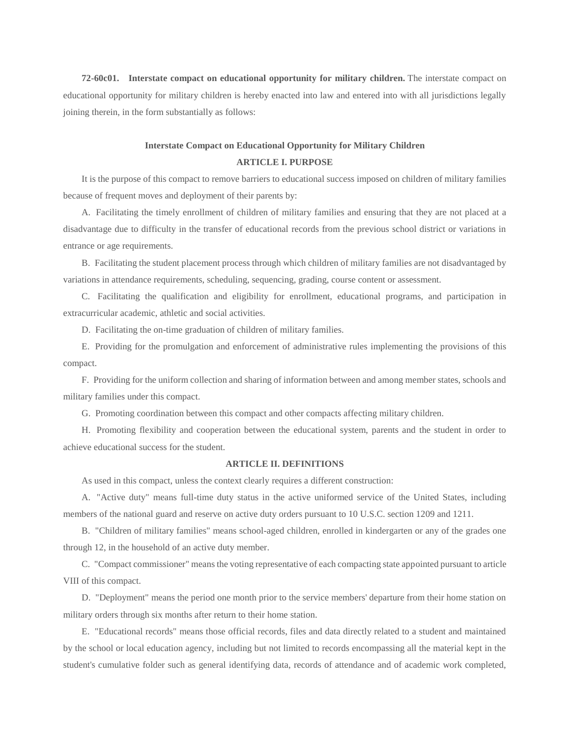**72-60c01. Interstate compact on educational opportunity for military children.** The interstate compact on educational opportunity for military children is hereby enacted into law and entered into with all jurisdictions legally joining therein, in the form substantially as follows:

## Interstate Compact on Educational Opportunity for Military Children

### ARTICLE I. PURPOSE

It is the purpose of this compact to remove barriers to educational success imposed on children of military families because of frequent moves and deployment of their parents by:

A. Facilitating the timely enrollment of children of military families and ensuring that they are not placed at a disadvantage due to difficulty in the transfer of educational records from the previous school district or variations in entrance or age requirements.

B. Facilitating the student placement process through which children of military families are not disadvantaged by variations in attendance requirements, scheduling, sequencing, grading, course content or assessment.

C. Facilitating the qualification and eligibility for enrollment, educational programs, and participation in extracurricular academic, athletic and social activities.

D. Facilitating the on-time graduation of children of military families.

E. Providing for the promulgation and enforcement of administrative rules implementing the provisions of this compact.

F. Providing for the uniform collection and sharing of information between and among member states, schools and military families under this compact.

G. Promoting coordination between this compact and other compacts affecting military children.

H. Promoting flexibility and cooperation between the educational system, parents and the student in order to achieve educational success for the student.

### ARTICLE II. DEFINITIONS

As used in this compact, unless the context clearly requires a different construction:

A. "Active duty" means full-time duty status in the active uniformed service of the United States, including members of the national guard and reserve on active duty orders pursuant to 10 U.S.C. section 1209 and 1211.

B. "Children of military families" means school-aged children, enrolled in kindergarten or any of the grades one through 12, in the household of an active duty member.

C. "Compact commissioner" means the voting representative of each compacting state appointed pursuant to article VIII of this compact.

D. "Deployment" means the period one month prior to the service members' departure from their home station on military orders through six months after return to their home station.

E. "Educational records" means those official records, files and data directly related to a student and maintained by the school or local education agency, including but not limited to records encompassing all the material kept in the student's cumulative folder such as general identifying data, records of attendance and of academic work completed,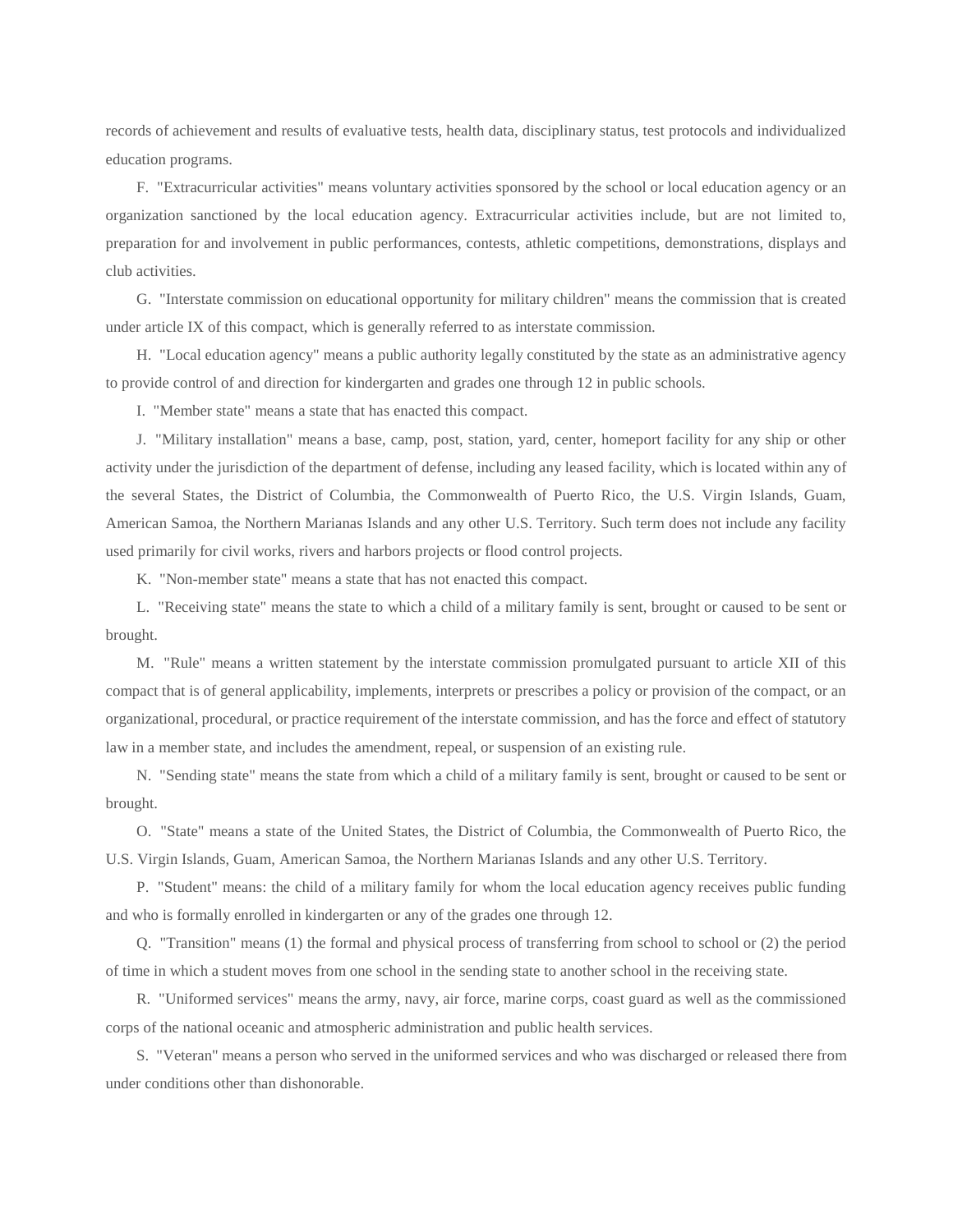records of achievement and results of evaluative tests, health data, disciplinary status, test protocols and individualized education programs.

F. "Extracurricular activities" means voluntary activities sponsored by the school or local education agency or an organization sanctioned by the local education agency. Extracurricular activities include, but are not limited to, preparation for and involvement in public performances, contests, athletic competitions, demonstrations, displays and club activities.

G. "Interstate commission on educational opportunity for military children" means the commission that is created under article IX of this compact, which is generally referred to as interstate commission.

H. "Local education agency" means a public authority legally constituted by the state as an administrative agency to provide control of and direction for kindergarten and grades one through 12 in public schools.

I. "Member state" means a state that has enacted this compact.

J. "Military installation" means a base, camp, post, station, yard, center, homeport facility for any ship or other activity under the jurisdiction of the department of defense, including any leased facility, which is located within any of the several States, the District of Columbia, the Commonwealth of Puerto Rico, the U.S. Virgin Islands, Guam, American Samoa, the Northern Marianas Islands and any other U.S. Territory. Such term does not include any facility used primarily for civil works, rivers and harbors projects or flood control projects.

K. "Non-member state" means a state that has not enacted this compact.

L. "Receiving state" means the state to which a child of a military family is sent, brought or caused to be sent or brought.

M. "Rule" means a written statement by the interstate commission promulgated pursuant to article XII of this compact that is of general applicability, implements, interprets or prescribes a policy or provision of the compact, or an organizational, procedural, or practice requirement of the interstate commission, and has the force and effect of statutory law in a member state, and includes the amendment, repeal, or suspension of an existing rule.

N. "Sending state" means the state from which a child of a military family is sent, brought or caused to be sent or brought.

O. "State" means a state of the United States, the District of Columbia, the Commonwealth of Puerto Rico, the U.S. Virgin Islands, Guam, American Samoa, the Northern Marianas Islands and any other U.S. Territory.

P. "Student" means: the child of a military family for whom the local education agency receives public funding and who is formally enrolled in kindergarten or any of the grades one through 12.

Q. "Transition" means (1) the formal and physical process of transferring from school to school or (2) the period of time in which a student moves from one school in the sending state to another school in the receiving state.

R. "Uniformed services" means the army, navy, air force, marine corps, coast guard as well as the commissioned corps of the national oceanic and atmospheric administration and public health services.

S. "Veteran" means a person who served in the uniformed services and who was discharged or released there from under conditions other than dishonorable.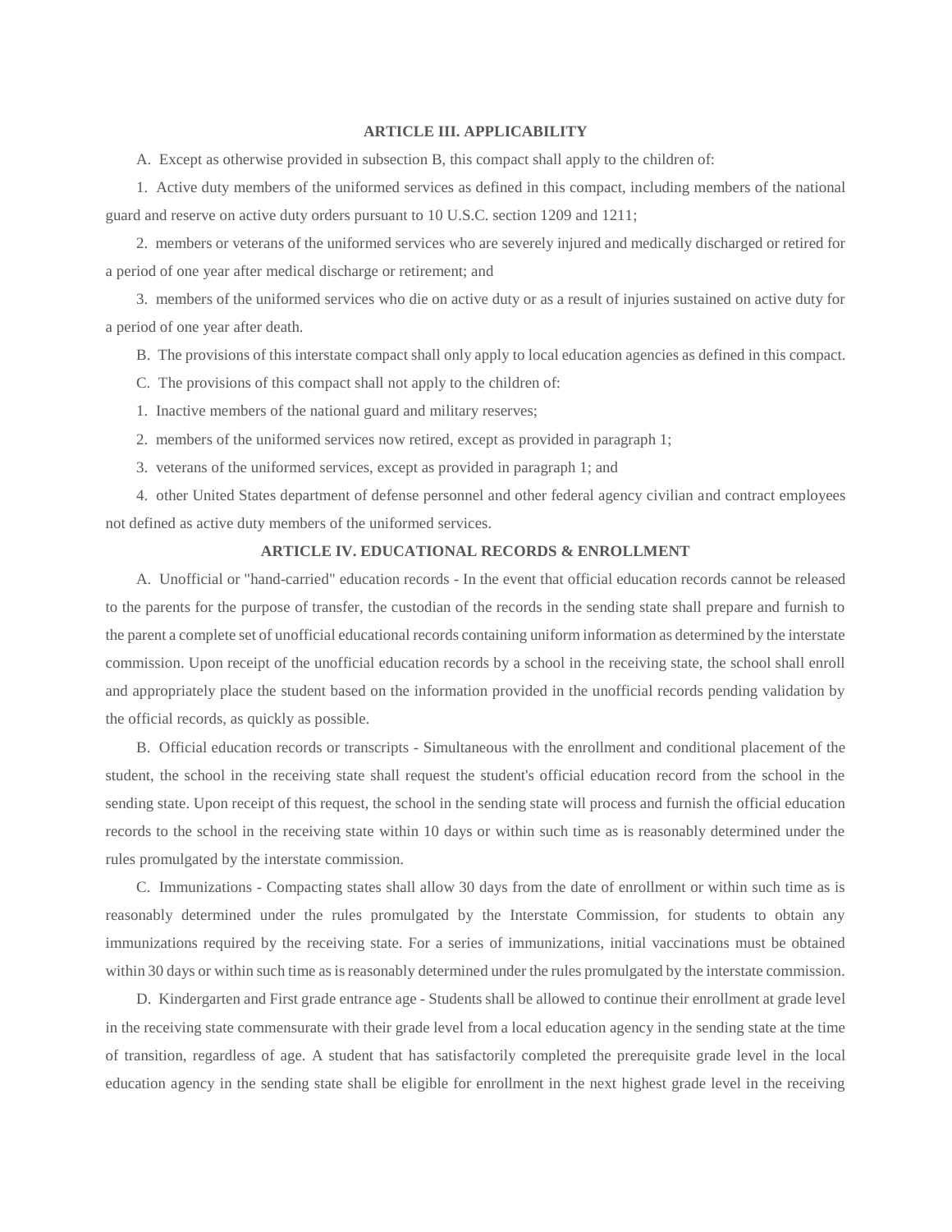## ARTICLE III. APPLICABILITY

A. Except as otherwise provided in subsection B, this compact shall apply to the children of:

1. Active duty members of the uniformed services as defined in this compact, including members of the national guard and reserve on active duty orders pursuant to 10 U.S.C. section 1209 and 1211;

2. members or veterans of the uniformed services who are severely injured and medically discharged or retired for a period of one year after medical discharge or retirement; and

3. members of the uniformed services who die on active duty or as a result of injuries sustained on active duty for a period of one year after death.

B. The provisions of this interstate compact shall only apply to local education agencies as defined in this compact.

C. The provisions of this compact shall not apply to the children of:

1. Inactive members of the national guard and military reserves;

2. members of the uniformed services now retired, except as provided in paragraph 1;

3. veterans of the uniformed services, except as provided in paragraph 1; and

4. other United States department of defense personnel and other federal agency civilian and contract employees not defined as active duty members of the uniformed services.

## ARTICLE IV. EDUCATIONAL RECORDS & ENROLLMENT

A. Unofficial or "hand-carried" education records - In the event that official education records cannot be released to the parents for the purpose of transfer, the custodian of the records in the sending state shall prepare and furnish to the parent a complete set of unofficial educational records containing uniform information as determined by the interstate commission. Upon receipt of the unofficial education records by a school in the receiving state, the school shall enroll and appropriately place the student based on the information provided in the unofficial records pending validation by the official records, as quickly as possible.

B. Official education records or transcripts - Simultaneous with the enrollment and conditional placement of the student, the school in the receiving state shall request the student's official education record from the school in the sending state. Upon receipt of this request, the school in the sending state will process and furnish the official education records to the school in the receiving state within 10 days or within such time as is reasonably determined under the rules promulgated by the interstate commission.

C. Immunizations - Compacting states shall allow 30 days from the date of enrollment or within such time as is reasonably determined under the rules promulgated by the Interstate Commission, for students to obtain any immunizations required by the receiving state. For a series of immunizations, initial vaccinations must be obtained within 30 days or within such time as is reasonably determined under the rules promulgated by the interstate commission.

D. Kindergarten and First grade entrance age - Students shall be allowed to continue their enrollment at grade level in the receiving state commensurate with their grade level from a local education agency in the sending state at the time of transition, regardless of age. A student that has satisfactorily completed the prerequisite grade level in the local education agency in the sending state shall be eligible for enrollment in the next highest grade level in the receiving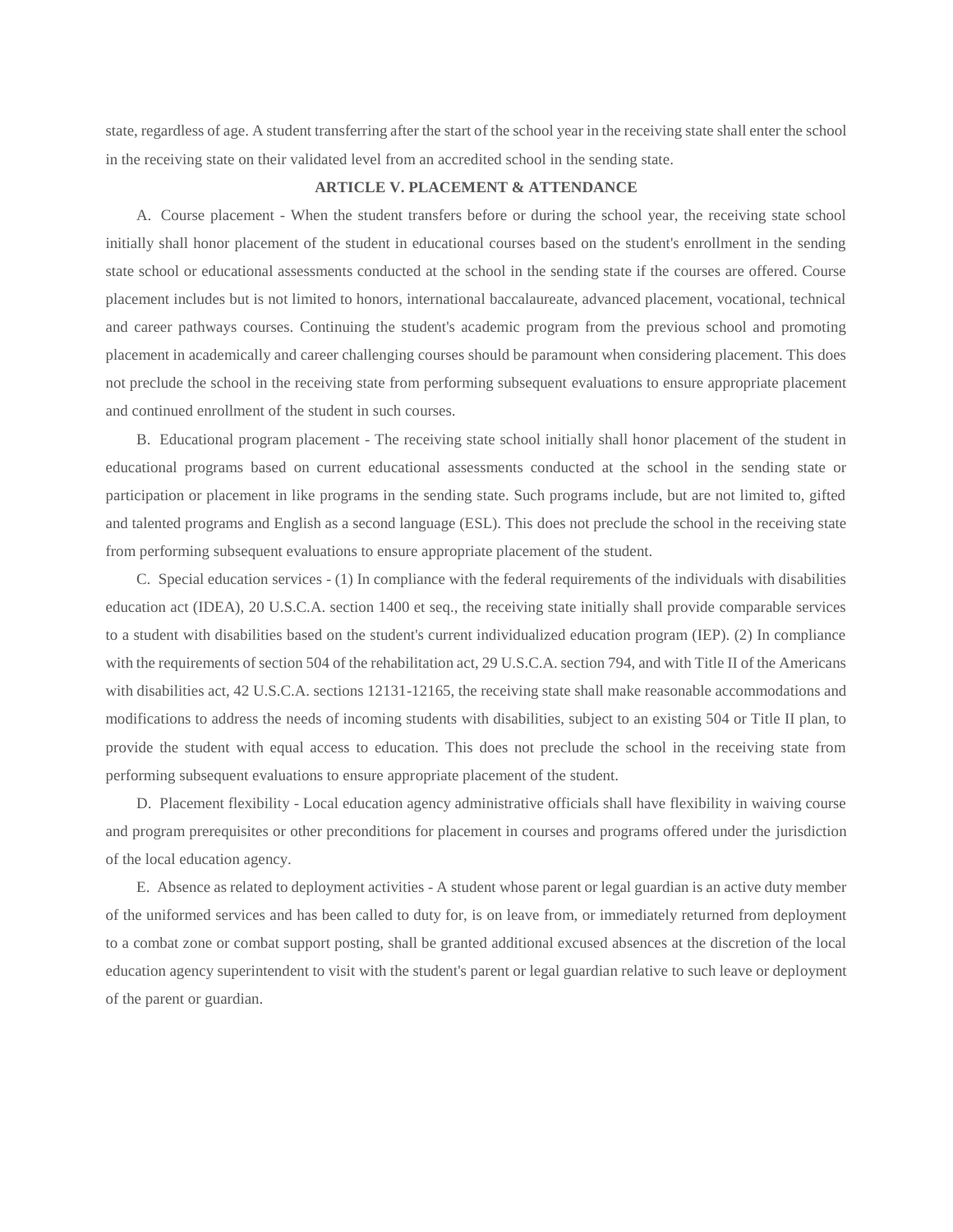state, regardless of age. A student transferring after the start of the school year in the receiving state shall enter the school in the receiving state on their validated level from an accredited school in the sending state.

**ARTICLE V. PLACEMENT & ATTENDANCE**

A. Course placement - When the student transfers before or during the school year, the receiving state school initially shall honor placement of the student in educational courses based on the student's enrollment in the sending state school or educational assessments conducted at the school in the sending state if the courses are offered. Course placement includes but is not limited to honors, international baccalaureate, advanced placement, vocational, technical and career pathways courses. Continuing the student's academic program from the previous school and promoting placement in academically and career challenging courses should be paramount when considering placement. This does not preclude the school in the receiving state from performing subsequent evaluations to ensure appropriate placement and continued enrollment of the student in such courses.

B. Educational program placement - The receiving state school initially shall honor placement of the student in educational programs based on current educational assessments conducted at the school in the sending state or participation or placement in like programs in the sending state. Such programs include, but are not limited to, gifted and talented programs and English as a second language (ESL). This does not preclude the school in the receiving state from performing subsequent evaluations to ensure appropriate placement of the student.

C. Special education services - (1) In compliance with the federal requirements of the individuals with disabilities education act (IDEA), 20 U.S.C.A. section 1400 et seq., the receiving state initially shall provide comparable services to a student with disabilities based on the student's current individualized education program (IEP). (2) In compliance with the requirements of section 504 of the rehabilitation act, 29 U.S.C.A. section 794, and with Title II of the Americans with disabilities act, 42 U.S.C.A. sections 12131-12165, the receiving state shall make reasonable accommodations and modifications to address the needs of incoming students with disabilities, subject to an existing 504 or Title II plan, to provide the student with equal access to education. This does not preclude the school in the receiving state from performing subsequent evaluations to ensure appropriate placement of the student.

D. Placement flexibility - Local education agency administrative officials shall have flexibility in waiving course and program prerequisites or other preconditions for placement in courses and programs offered under the jurisdiction of the local education agency.

E. Absence as related to deployment activities - A student whose parent or legal guardian is an active duty member of the uniformed services and has been called to duty for, is on leave from, or immediately returned from deployment to a combat zone or combat support posting, shall be granted additional excused absences at the discretion of the local education agency superintendent to visit with the student's parent or legal guardian relative to such leave or deployment of the parent or guardian.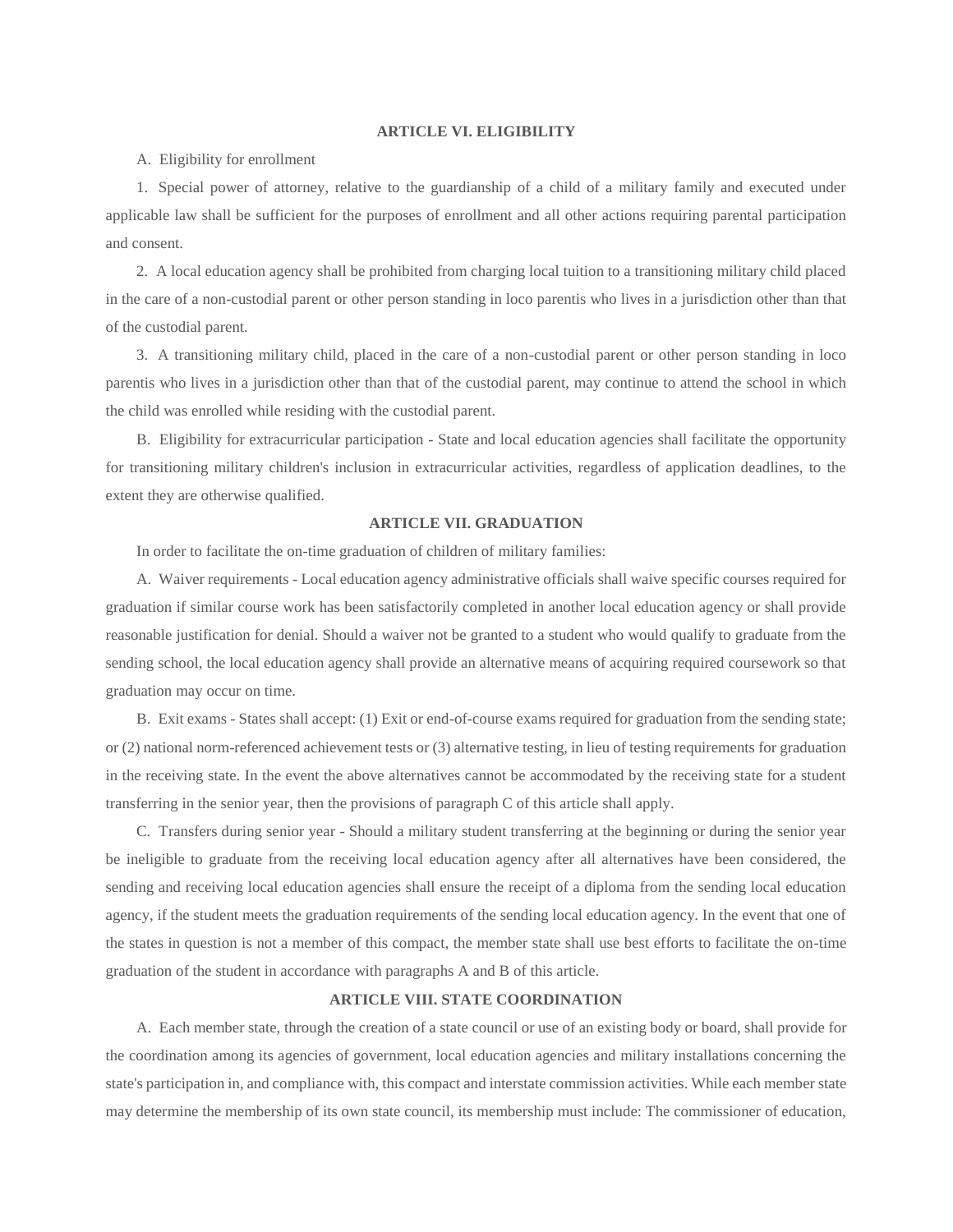## ARTICLE VI. ELIGIBILITY

A. Eligibility for enrollment

1. Special power of attorney, relative to the guardianship of a child of a military family and executed under applicable law shall be sufficient for the purposes of enrollment and all other actions requiring parental participation and consent.

2. A local education agency shall be prohibited from charging local tuition to a transitioning military child placed in the care of a non-custodial parent or other person standing in loco parentis who lives in a jurisdiction other than that of the custodial parent.

3. A transitioning military child, placed in the care of a non-custodial parent or other person standing in loco parentis who lives in a jurisdiction other than that of the custodial parent, may continue to attend the school in which the child was enrolled while residing with the custodial parent.

B. Eligibility for extracurricular participation - State and local education agencies shall facilitate the opportunity for transitioning military children's inclusion in extracurricular activities, regardless of application deadlines, to the extent they are otherwise qualified.

## ARTICLE VII. GRADUATION

In order to facilitate the on-time graduation of children of military families:

A. Waiver requirements - Local education agency administrative officials shall waive specific courses required for graduation if similar course work has been satisfactorily completed in another local education agency or shall provide reasonable justification for denial. Should a waiver not be granted to a student who would qualify to graduate from the sending school, the local education agency shall provide an alternative means of acquiring required coursework so that graduation may occur on time.

B. Exit exams - States shall accept: (1) Exit or end-of-course exams required for graduation from the sending state; or (2) national norm-referenced achievement tests or (3) alternative testing, in lieu of testing requirements for graduation in the receiving state. In the event the above alternatives cannot be accommodated by the receiving state for a student transferring in the senior year, then the provisions of paragraph C of this article shall apply.

C. Transfers during senior year - Should a military student transferring at the beginning or during the senior year be ineligible to graduate from the receiving local education agency after all alternatives have been considered, the sending and receiving local education agencies shall ensure the receipt of a diploma from the sending local education agency, if the student meets the graduation requirements of the sending local education agency. In the event that one of the states in question is not a member of this compact, the member state shall use best efforts to facilitate the on-time graduation of the student in accordance with paragraphs A and B of this article.

## ARTICLE VIII. STATE COORDINATION

A. Each member state, through the creation of a state council or use of an existing body or board, shall provide for the coordination among its agencies of government, local education agencies and military installations concerning the state's participation in, and compliance with, this compact and interstate commission activities. While each member state may determine the membership of its own state council, its membership must include: The commissioner of education,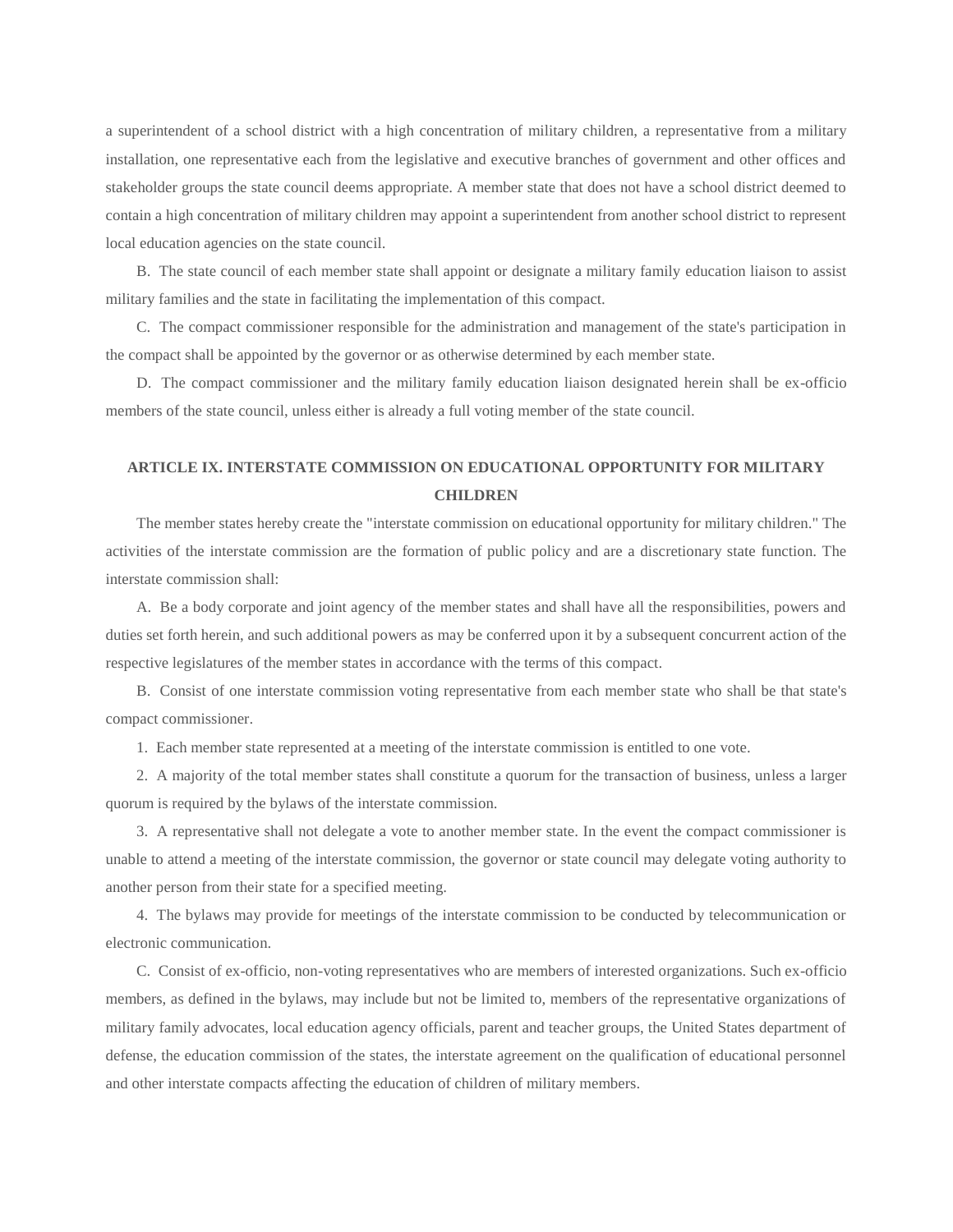a superintendent of a school district with a high concentration of military children, a representative from a military installation, one representative each from the legislative and executive branches of government and other offices and stakeholder groups the state council deems appropriate. A member state that does not have a school district deemed to contain a high concentration of military children may appoint a superintendent from another school district to represent local education agencies on the state council.

B. The state council of each member state shall appoint or designate a military family education liaison to assist military families and the state in facilitating the implementation of this compact.

C. The compact commissioner responsible for the administration and management of the state's participation in the compact shall be appointed by the governor or as otherwise determined by each member state.

D. The compact commissioner and the military family education liaison designated herein shall be ex-officio members of the state council, unless either is already a full voting member of the state council.

## ARTICLE IX. INTERSTATE COMMISSION ON EDUCATIONAL OPPORTUNITY FOR MILITARY CHILDREN

The member states hereby create the "interstate commission on educational opportunity for military children." The activities of the interstate commission are the formation of public policy and are a discretionary state function. The interstate commission shall:

A. Be a body corporate and joint agency of the member states and shall have all the responsibilities, powers and duties set forth herein, and such additional powers as may be conferred upon it by a subsequent concurrent action of the respective legislatures of the member states in accordance with the terms of this compact.

B. Consist of one interstate commission voting representative from each member state who shall be that state's compact commissioner.

1. Each member state represented at a meeting of the interstate commission is entitled to one vote.

2. A majority of the total member states shall constitute a quorum for the transaction of business, unless a larger quorum is required by the bylaws of the interstate commission.

3. A representative shall not delegate a vote to another member state. In the event the compact commissioner is unable to attend a meeting of the interstate commission, the governor or state council may delegate voting authority to another person from their state for a specified meeting.

4. The bylaws may provide for meetings of the interstate commission to be conducted by telecommunication or electronic communication.

C. Consist of ex-officio, non-voting representatives who are members of interested organizations. Such ex-officio members, as defined in the bylaws, may include but not be limited to, members of the representative organizations of military family advocates, local education agency officials, parent and teacher groups, the United States department of defense, the education commission of the states, the interstate agreement on the qualification of educational personnel and other interstate compacts affecting the education of children of military members.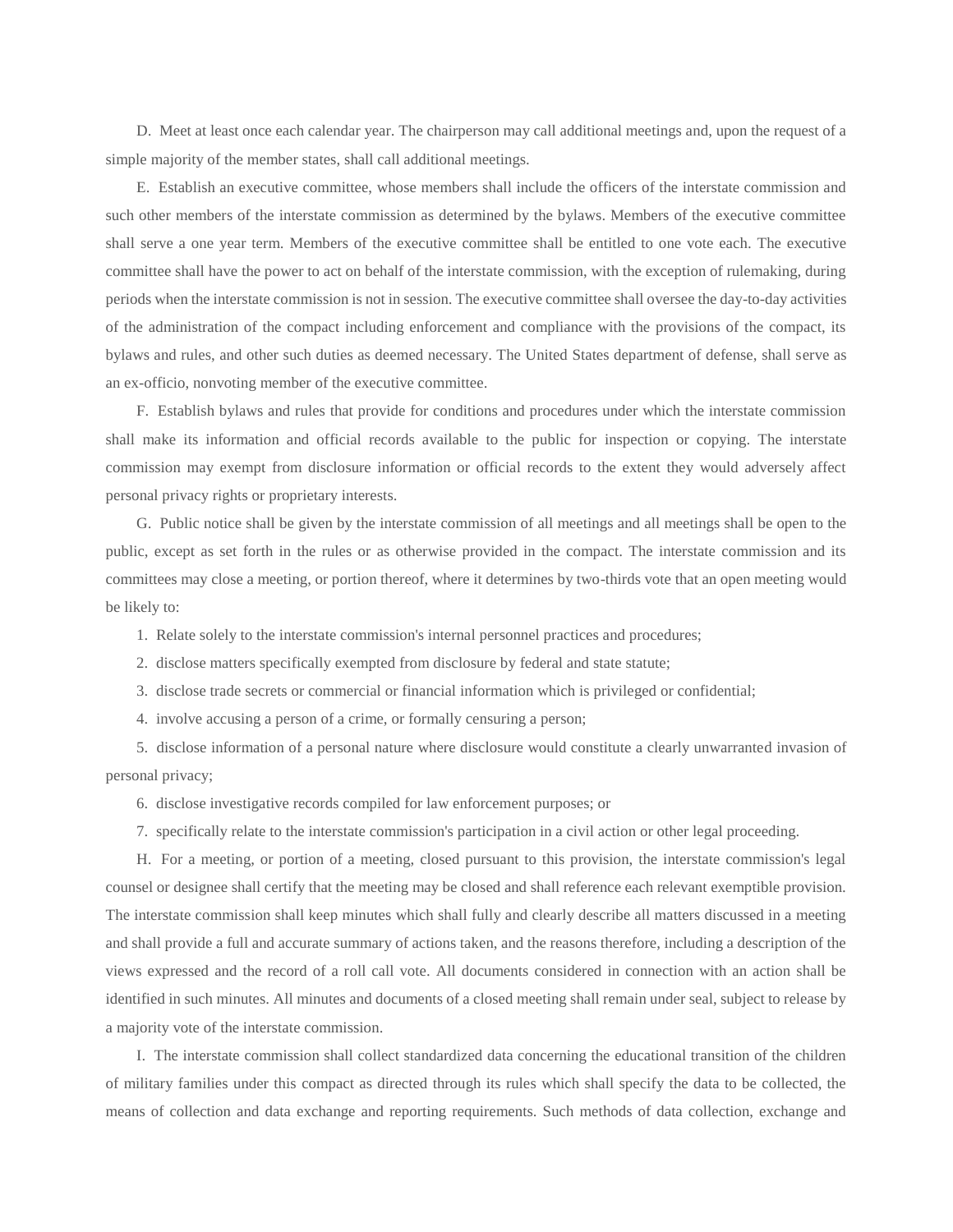D. Meet at least once each calendar year. The chairperson may call additional meetings and, upon the request of a simple majority of the member states, shall call additional meetings.

E. Establish an executive committee, whose members shall include the officers of the interstate commission and such other members of the interstate commission as determined by the bylaws. Members of the executive committee shall serve a one year term. Members of the executive committee shall be entitled to one vote each. The executive committee shall have the power to act on behalf of the interstate commission, with the exception of rulemaking, during periods when the interstate commission is not in session. The executive committee shall oversee the day-to-day activities of the administration of the compact including enforcement and compliance with the provisions of the compact, its bylaws and rules, and other such duties as deemed necessary. The United States department of defense, shall serve as an ex-officio, nonvoting member of the executive committee.

F. Establish bylaws and rules that provide for conditions and procedures under which the interstate commission shall make its information and official records available to the public for inspection or copying. The interstate commission may exempt from disclosure information or official records to the extent they would adversely affect personal privacy rights or proprietary interests.

G. Public notice shall be given by the interstate commission of all meetings and all meetings shall be open to the public, except as set forth in the rules or as otherwise provided in the compact. The interstate commission and its committees may close a meeting, or portion thereof, where it determines by two-thirds vote that an open meeting would be likely to:

1. Relate solely to the interstate commission's internal personnel practices and procedures;
2. disclose matters specifically exempted from disclosure by federal and state statute;
3. disclose trade secrets or commercial or financial information which is privileged or confidential;
4. involve accusing a person of a crime, or formally censuring a person;
5. disclose information of a personal nature where disclosure would constitute a clearly unwarranted invasion of personal privacy;
6. disclose investigative records compiled for law enforcement purposes; or
7. specifically relate to the interstate commission's participation in a civil action or other legal proceeding.

H. For a meeting, or portion of a meeting, closed pursuant to this provision, the interstate commission's legal counsel or designee shall certify that the meeting may be closed and shall reference each relevant exemptible provision. The interstate commission shall keep minutes which shall fully and clearly describe all matters discussed in a meeting and shall provide a full and accurate summary of actions taken, and the reasons therefore, including a description of the views expressed and the record of a roll call vote. All documents considered in connection with an action shall be identified in such minutes. All minutes and documents of a closed meeting shall remain under seal, subject to release by a majority vote of the interstate commission.

I. The interstate commission shall collect standardized data concerning the educational transition of the children of military families under this compact as directed through its rules which shall specify the data to be collected, the means of collection and data exchange and reporting requirements. Such methods of data collection, exchange and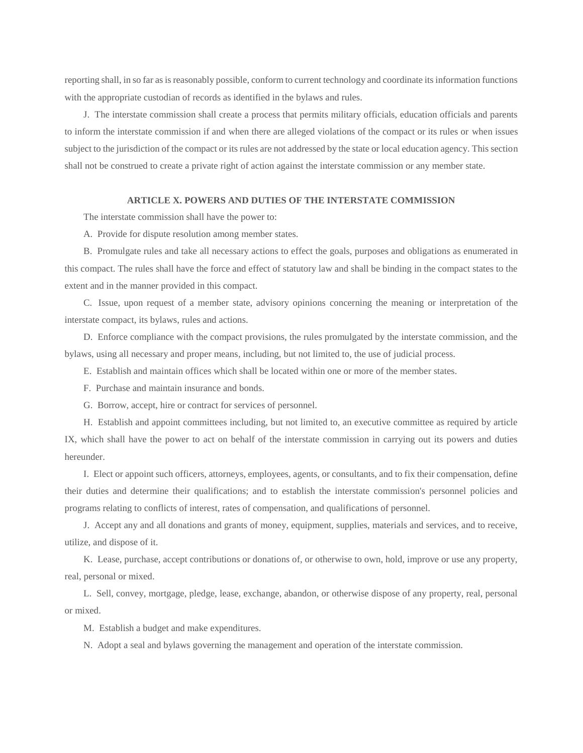reporting shall, in so far as is reasonably possible, conform to current technology and coordinate its information functions with the appropriate custodian of records as identified in the bylaws and rules.

J. The interstate commission shall create a process that permits military officials, education officials and parents to inform the interstate commission if and when there are alleged violations of the compact or its rules or when issues subject to the jurisdiction of the compact or its rules are not addressed by the state or local education agency. This section shall not be construed to create a private right of action against the interstate commission or any member state.

## ARTICLE X. POWERS AND DUTIES OF THE INTERSTATE COMMISSION

The interstate commission shall have the power to:

A. Provide for dispute resolution among member states.

B. Promulgate rules and take all necessary actions to effect the goals, purposes and obligations as enumerated in this compact. The rules shall have the force and effect of statutory law and shall be binding in the compact states to the extent and in the manner provided in this compact.

C. Issue, upon request of a member state, advisory opinions concerning the meaning or interpretation of the interstate compact, its bylaws, rules and actions.

D. Enforce compliance with the compact provisions, the rules promulgated by the interstate commission, and the bylaws, using all necessary and proper means, including, but not limited to, the use of judicial process.

E. Establish and maintain offices which shall be located within one or more of the member states.

F. Purchase and maintain insurance and bonds.

G. Borrow, accept, hire or contract for services of personnel.

H. Establish and appoint committees including, but not limited to, an executive committee as required by article IX, which shall have the power to act on behalf of the interstate commission in carrying out its powers and duties hereunder.

I. Elect or appoint such officers, attorneys, employees, agents, or consultants, and to fix their compensation, define their duties and determine their qualifications; and to establish the interstate commission's personnel policies and programs relating to conflicts of interest, rates of compensation, and qualifications of personnel.

J. Accept any and all donations and grants of money, equipment, supplies, materials and services, and to receive, utilize, and dispose of it.

K. Lease, purchase, accept contributions or donations of, or otherwise to own, hold, improve or use any property, real, personal or mixed.

L. Sell, convey, mortgage, pledge, lease, exchange, abandon, or otherwise dispose of any property, real, personal or mixed.

M. Establish a budget and make expenditures.

N. Adopt a seal and bylaws governing the management and operation of the interstate commission.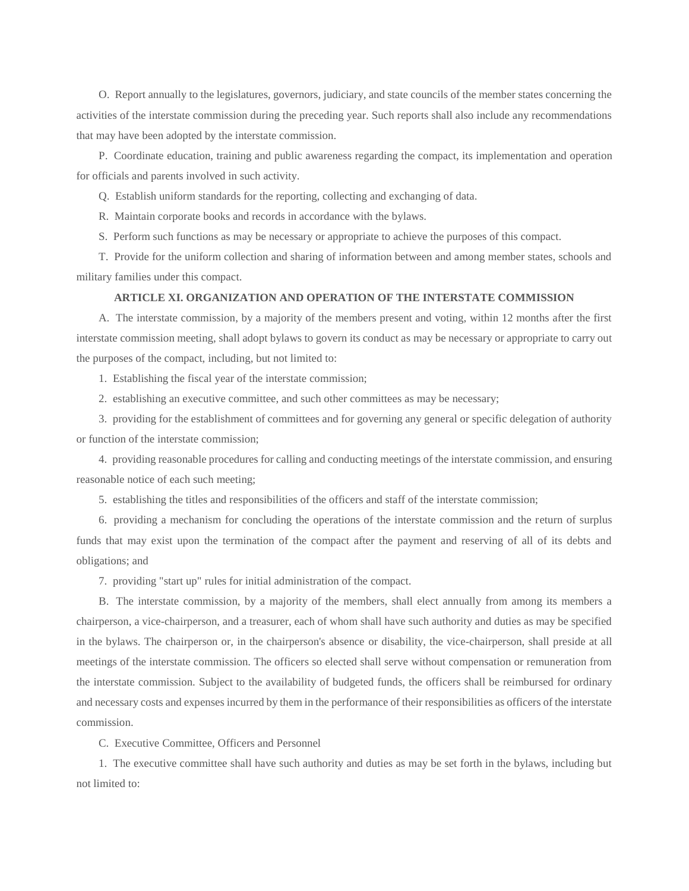O. Report annually to the legislatures, governors, judiciary, and state councils of the member states concerning the activities of the interstate commission during the preceding year. Such reports shall also include any recommendations that may have been adopted by the interstate commission.

P. Coordinate education, training and public awareness regarding the compact, its implementation and operation for officials and parents involved in such activity.

Q. Establish uniform standards for the reporting, collecting and exchanging of data.

R. Maintain corporate books and records in accordance with the bylaws.

S. Perform such functions as may be necessary or appropriate to achieve the purposes of this compact.

T. Provide for the uniform collection and sharing of information between and among member states, schools and military families under this compact.

## ARTICLE XI. ORGANIZATION AND OPERATION OF THE INTERSTATE COMMISSION

A. The interstate commission, by a majority of the members present and voting, within 12 months after the first interstate commission meeting, shall adopt bylaws to govern its conduct as may be necessary or appropriate to carry out the purposes of the compact, including, but not limited to:

1. Establishing the fiscal year of the interstate commission;

2. establishing an executive committee, and such other committees as may be necessary;

3. providing for the establishment of committees and for governing any general or specific delegation of authority or function of the interstate commission;

4. providing reasonable procedures for calling and conducting meetings of the interstate commission, and ensuring reasonable notice of each such meeting;

5. establishing the titles and responsibilities of the officers and staff of the interstate commission;

6. providing a mechanism for concluding the operations of the interstate commission and the return of surplus funds that may exist upon the termination of the compact after the payment and reserving of all of its debts and obligations; and

7. providing "start up" rules for initial administration of the compact.

B. The interstate commission, by a majority of the members, shall elect annually from among its members a chairperson, a vice-chairperson, and a treasurer, each of whom shall have such authority and duties as may be specified in the bylaws. The chairperson or, in the chairperson's absence or disability, the vice-chairperson, shall preside at all meetings of the interstate commission. The officers so elected shall serve without compensation or remuneration from the interstate commission. Subject to the availability of budgeted funds, the officers shall be reimbursed for ordinary and necessary costs and expenses incurred by them in the performance of their responsibilities as officers of the interstate commission.

C. Executive Committee, Officers and Personnel

1. The executive committee shall have such authority and duties as may be set forth in the bylaws, including but not limited to: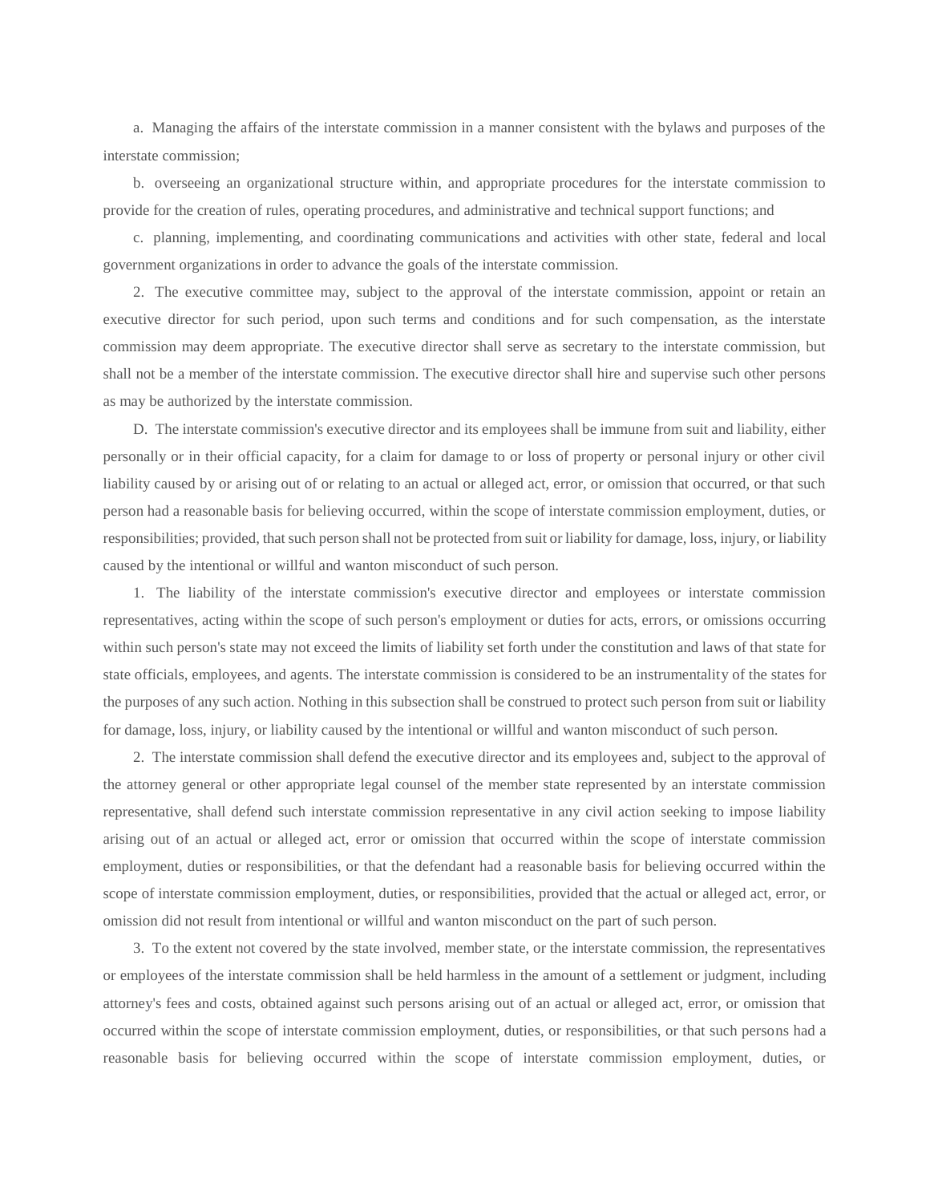a. Managing the affairs of the interstate commission in a manner consistent with the bylaws and purposes of the interstate commission;

b. overseeing an organizational structure within, and appropriate procedures for the interstate commission to provide for the creation of rules, operating procedures, and administrative and technical support functions; and

c. planning, implementing, and coordinating communications and activities with other state, federal and local government organizations in order to advance the goals of the interstate commission.

2. The executive committee may, subject to the approval of the interstate commission, appoint or retain an executive director for such period, upon such terms and conditions and for such compensation, as the interstate commission may deem appropriate. The executive director shall serve as secretary to the interstate commission, but shall not be a member of the interstate commission. The executive director shall hire and supervise such other persons as may be authorized by the interstate commission.

D. The interstate commission's executive director and its employees shall be immune from suit and liability, either personally or in their official capacity, for a claim for damage to or loss of property or personal injury or other civil liability caused by or arising out of or relating to an actual or alleged act, error, or omission that occurred, or that such person had a reasonable basis for believing occurred, within the scope of interstate commission employment, duties, or responsibilities; provided, that such person shall not be protected from suit or liability for damage, loss, injury, or liability caused by the intentional or willful and wanton misconduct of such person.

1. The liability of the interstate commission's executive director and employees or interstate commission representatives, acting within the scope of such person's employment or duties for acts, errors, or omissions occurring within such person's state may not exceed the limits of liability set forth under the constitution and laws of that state for state officials, employees, and agents. The interstate commission is considered to be an instrumentality of the states for the purposes of any such action. Nothing in this subsection shall be construed to protect such person from suit or liability for damage, loss, injury, or liability caused by the intentional or willful and wanton misconduct of such person.

2. The interstate commission shall defend the executive director and its employees and, subject to the approval of the attorney general or other appropriate legal counsel of the member state represented by an interstate commission representative, shall defend such interstate commission representative in any civil action seeking to impose liability arising out of an actual or alleged act, error or omission that occurred within the scope of interstate commission employment, duties or responsibilities, or that the defendant had a reasonable basis for believing occurred within the scope of interstate commission employment, duties, or responsibilities, provided that the actual or alleged act, error, or omission did not result from intentional or willful and wanton misconduct on the part of such person.

3. To the extent not covered by the state involved, member state, or the interstate commission, the representatives or employees of the interstate commission shall be held harmless in the amount of a settlement or judgment, including attorney's fees and costs, obtained against such persons arising out of an actual or alleged act, error, or omission that occurred within the scope of interstate commission employment, duties, or responsibilities, or that such persons had a reasonable basis for believing occurred within the scope of interstate commission employment, duties, or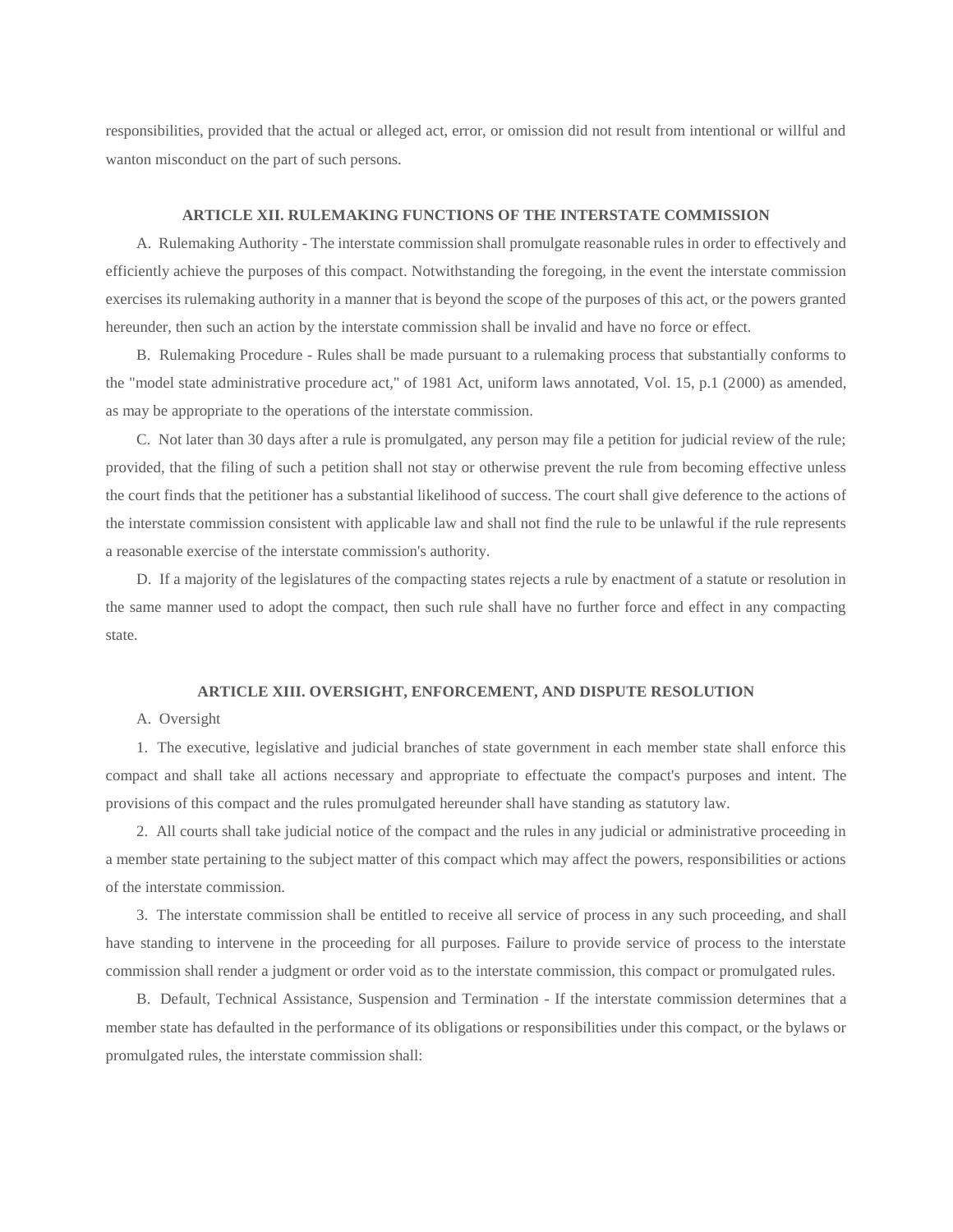responsibilities, provided that the actual or alleged act, error, or omission did not result from intentional or willful and wanton misconduct on the part of such persons.

### ARTICLE XII. RULEMAKING FUNCTIONS OF THE INTERSTATE COMMISSION

A. Rulemaking Authority - The interstate commission shall promulgate reasonable rules in order to effectively and efficiently achieve the purposes of this compact. Notwithstanding the foregoing, in the event the interstate commission exercises its rulemaking authority in a manner that is beyond the scope of the purposes of this act, or the powers granted hereunder, then such an action by the interstate commission shall be invalid and have no force or effect.

B. Rulemaking Procedure - Rules shall be made pursuant to a rulemaking process that substantially conforms to the "model state administrative procedure act," of 1981 Act, uniform laws annotated, Vol. 15, p.1 (2000) as amended, as may be appropriate to the operations of the interstate commission.

C. Not later than 30 days after a rule is promulgated, any person may file a petition for judicial review of the rule; provided, that the filing of such a petition shall not stay or otherwise prevent the rule from becoming effective unless the court finds that the petitioner has a substantial likelihood of success. The court shall give deference to the actions of the interstate commission consistent with applicable law and shall not find the rule to be unlawful if the rule represents a reasonable exercise of the interstate commission's authority.

D. If a majority of the legislatures of the compacting states rejects a rule by enactment of a statute or resolution in the same manner used to adopt the compact, then such rule shall have no further force and effect in any compacting state.

### ARTICLE XIII. OVERSIGHT, ENFORCEMENT, AND DISPUTE RESOLUTION

A. Oversight

1. The executive, legislative and judicial branches of state government in each member state shall enforce this compact and shall take all actions necessary and appropriate to effectuate the compact's purposes and intent. The provisions of this compact and the rules promulgated hereunder shall have standing as statutory law.

2. All courts shall take judicial notice of the compact and the rules in any judicial or administrative proceeding in a member state pertaining to the subject matter of this compact which may affect the powers, responsibilities or actions of the interstate commission.

3. The interstate commission shall be entitled to receive all service of process in any such proceeding, and shall have standing to intervene in the proceeding for all purposes. Failure to provide service of process to the interstate commission shall render a judgment or order void as to the interstate commission, this compact or promulgated rules.

B. Default, Technical Assistance, Suspension and Termination - If the interstate commission determines that a member state has defaulted in the performance of its obligations or responsibilities under this compact, or the bylaws or promulgated rules, the interstate commission shall: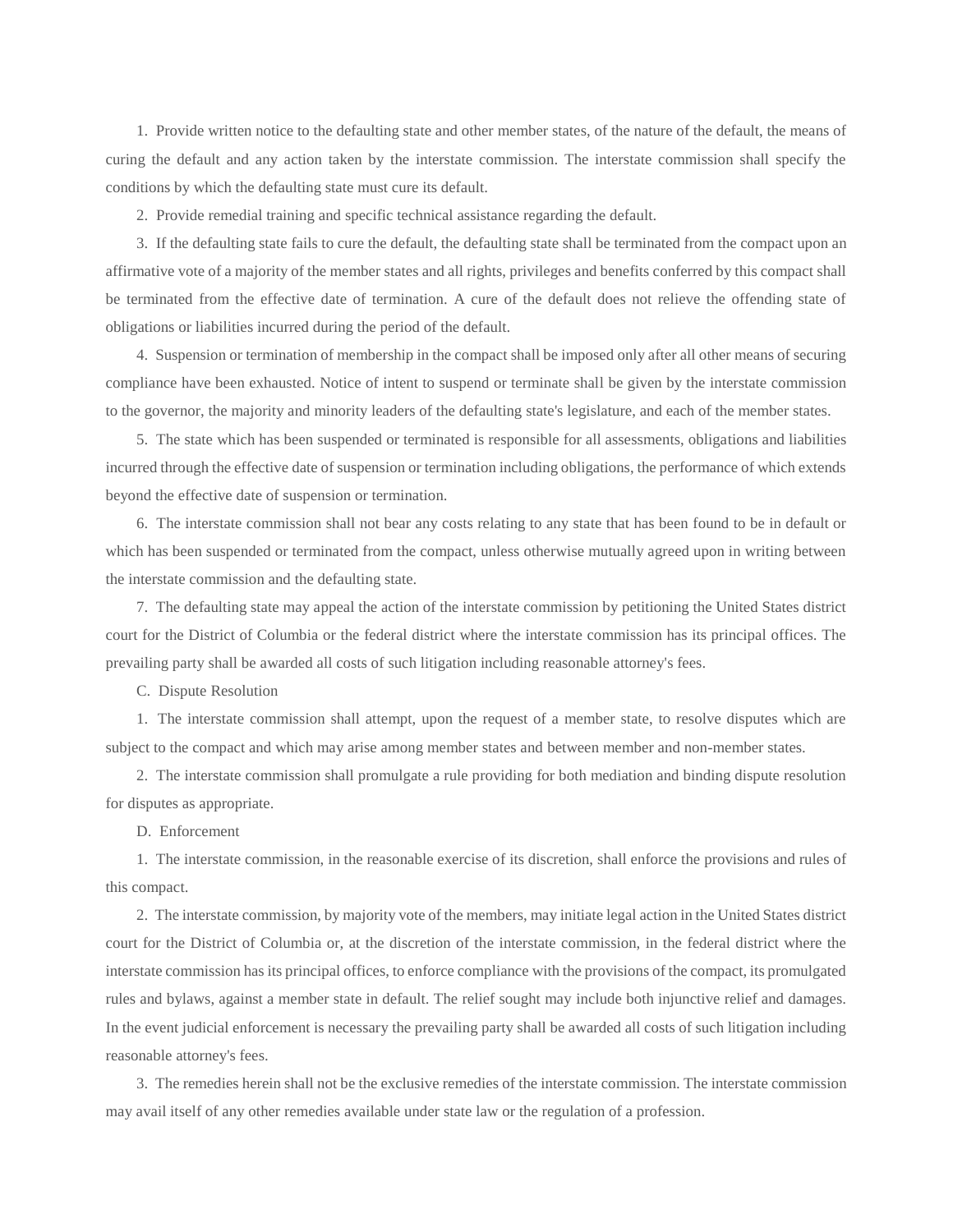1. Provide written notice to the defaulting state and other member states, of the nature of the default, the means of curing the default and any action taken by the interstate commission. The interstate commission shall specify the conditions by which the defaulting state must cure its default.

2. Provide remedial training and specific technical assistance regarding the default.

3. If the defaulting state fails to cure the default, the defaulting state shall be terminated from the compact upon an affirmative vote of a majority of the member states and all rights, privileges and benefits conferred by this compact shall be terminated from the effective date of termination. A cure of the default does not relieve the offending state of obligations or liabilities incurred during the period of the default.

4. Suspension or termination of membership in the compact shall be imposed only after all other means of securing compliance have been exhausted. Notice of intent to suspend or terminate shall be given by the interstate commission to the governor, the majority and minority leaders of the defaulting state's legislature, and each of the member states.

5. The state which has been suspended or terminated is responsible for all assessments, obligations and liabilities incurred through the effective date of suspension or termination including obligations, the performance of which extends beyond the effective date of suspension or termination.

6. The interstate commission shall not bear any costs relating to any state that has been found to be in default or which has been suspended or terminated from the compact, unless otherwise mutually agreed upon in writing between the interstate commission and the defaulting state.

7. The defaulting state may appeal the action of the interstate commission by petitioning the United States district court for the District of Columbia or the federal district where the interstate commission has its principal offices. The prevailing party shall be awarded all costs of such litigation including reasonable attorney's fees.

C. Dispute Resolution

1. The interstate commission shall attempt, upon the request of a member state, to resolve disputes which are subject to the compact and which may arise among member states and between member and non-member states.

2. The interstate commission shall promulgate a rule providing for both mediation and binding dispute resolution for disputes as appropriate.

D. Enforcement

1. The interstate commission, in the reasonable exercise of its discretion, shall enforce the provisions and rules of this compact.

2. The interstate commission, by majority vote of the members, may initiate legal action in the United States district court for the District of Columbia or, at the discretion of the interstate commission, in the federal district where the interstate commission has its principal offices, to enforce compliance with the provisions of the compact, its promulgated rules and bylaws, against a member state in default. The relief sought may include both injunctive relief and damages. In the event judicial enforcement is necessary the prevailing party shall be awarded all costs of such litigation including reasonable attorney's fees.

3. The remedies herein shall not be the exclusive remedies of the interstate commission. The interstate commission may avail itself of any other remedies available under state law or the regulation of a profession.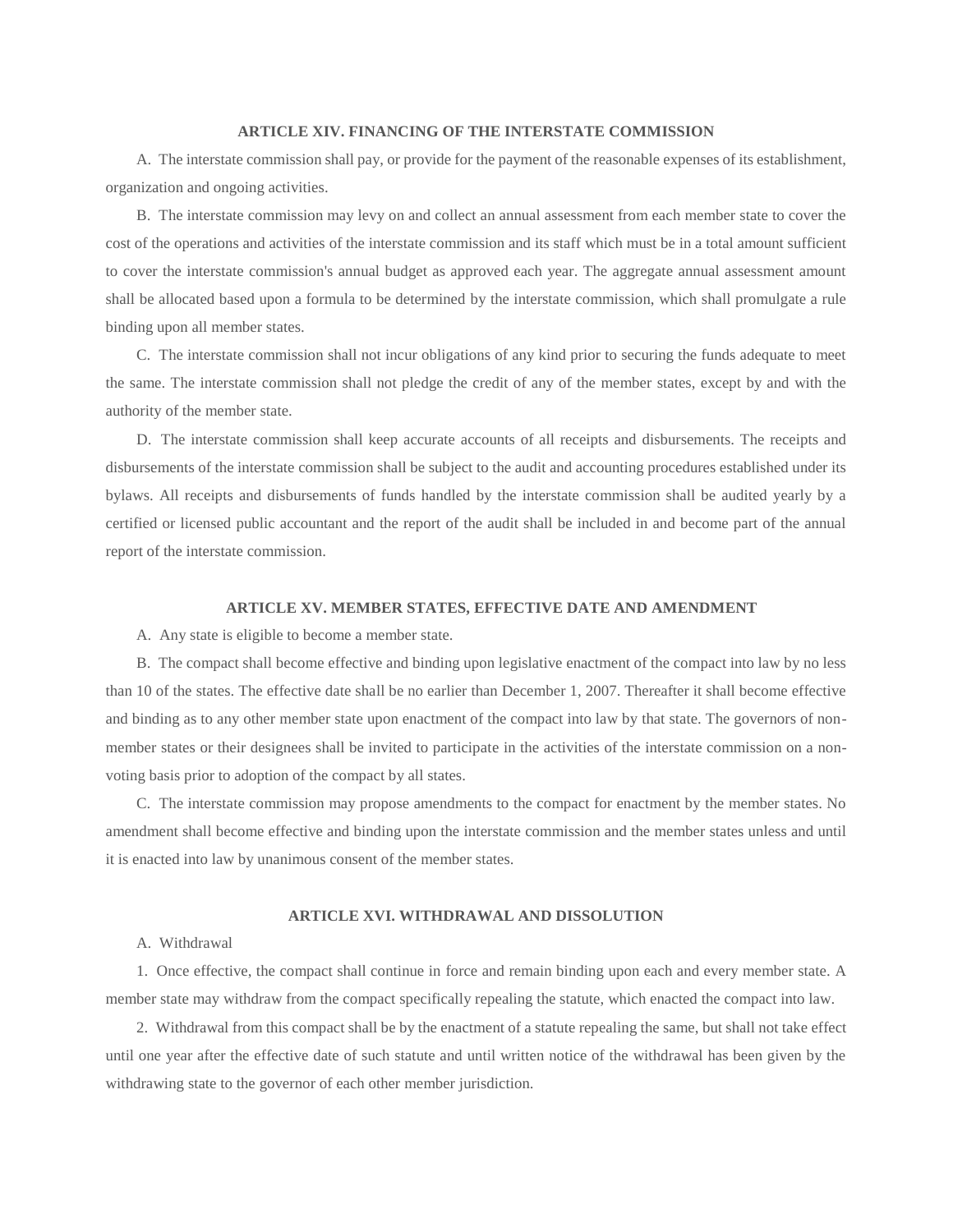## ARTICLE XIV. FINANCING OF THE INTERSTATE COMMISSION

A. The interstate commission shall pay, or provide for the payment of the reasonable expenses of its establishment, organization and ongoing activities.

B. The interstate commission may levy on and collect an annual assessment from each member state to cover the cost of the operations and activities of the interstate commission and its staff which must be in a total amount sufficient to cover the interstate commission's annual budget as approved each year. The aggregate annual assessment amount shall be allocated based upon a formula to be determined by the interstate commission, which shall promulgate a rule binding upon all member states.

C. The interstate commission shall not incur obligations of any kind prior to securing the funds adequate to meet the same. The interstate commission shall not pledge the credit of any of the member states, except by and with the authority of the member state.

D. The interstate commission shall keep accurate accounts of all receipts and disbursements. The receipts and disbursements of the interstate commission shall be subject to the audit and accounting procedures established under its bylaws. All receipts and disbursements of funds handled by the interstate commission shall be audited yearly by a certified or licensed public accountant and the report of the audit shall be included in and become part of the annual report of the interstate commission.

## ARTICLE XV. MEMBER STATES, EFFECTIVE DATE AND AMENDMENT

A. Any state is eligible to become a member state.

B. The compact shall become effective and binding upon legislative enactment of the compact into law by no less than 10 of the states. The effective date shall be no earlier than December 1, 2007. Thereafter it shall become effective and binding as to any other member state upon enactment of the compact into law by that state. The governors of non-member states or their designees shall be invited to participate in the activities of the interstate commission on a non-voting basis prior to adoption of the compact by all states.

C. The interstate commission may propose amendments to the compact for enactment by the member states. No amendment shall become effective and binding upon the interstate commission and the member states unless and until it is enacted into law by unanimous consent of the member states.

## ARTICLE XVI. WITHDRAWAL AND DISSOLUTION

A. Withdrawal

1. Once effective, the compact shall continue in force and remain binding upon each and every member state. A member state may withdraw from the compact specifically repealing the statute, which enacted the compact into law.

2. Withdrawal from this compact shall be by the enactment of a statute repealing the same, but shall not take effect until one year after the effective date of such statute and until written notice of the withdrawal has been given by the withdrawing state to the governor of each other member jurisdiction.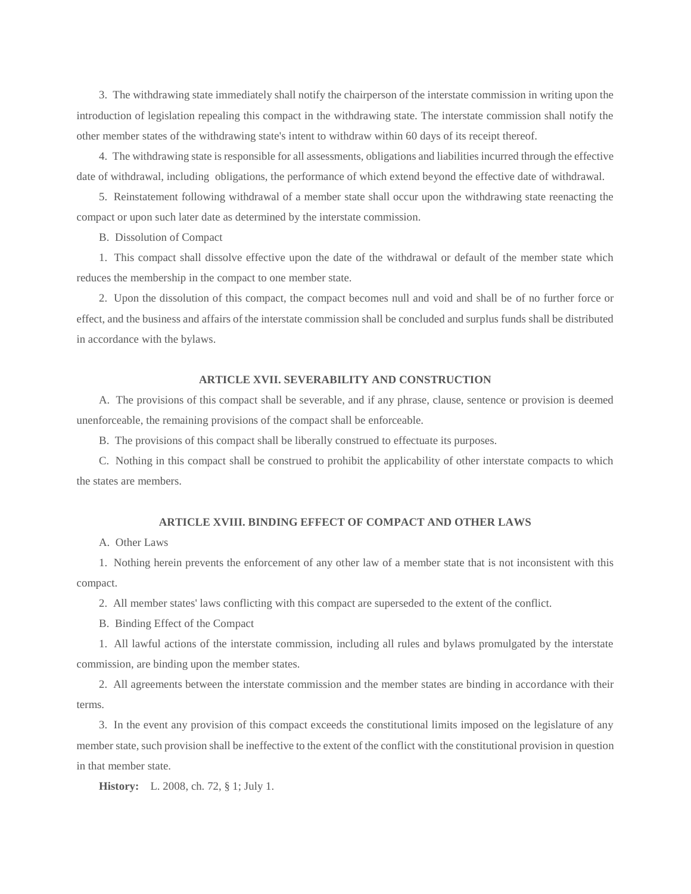3. The withdrawing state immediately shall notify the chairperson of the interstate commission in writing upon the introduction of legislation repealing this compact in the withdrawing state. The interstate commission shall notify the other member states of the withdrawing state's intent to withdraw within 60 days of its receipt thereof.

4. The withdrawing state is responsible for all assessments, obligations and liabilities incurred through the effective date of withdrawal, including obligations, the performance of which extend beyond the effective date of withdrawal.

5. Reinstatement following withdrawal of a member state shall occur upon the withdrawing state reenacting the compact or upon such later date as determined by the interstate commission.

B. Dissolution of Compact

1. This compact shall dissolve effective upon the date of the withdrawal or default of the member state which reduces the membership in the compact to one member state.

2. Upon the dissolution of this compact, the compact becomes null and void and shall be of no further force or effect, and the business and affairs of the interstate commission shall be concluded and surplus funds shall be distributed in accordance with the bylaws.

## ARTICLE XVII. SEVERABILITY AND CONSTRUCTION

A. The provisions of this compact shall be severable, and if any phrase, clause, sentence or provision is deemed unenforceable, the remaining provisions of the compact shall be enforceable.

B. The provisions of this compact shall be liberally construed to effectuate its purposes.

C. Nothing in this compact shall be construed to prohibit the applicability of other interstate compacts to which the states are members.

## ARTICLE XVIII. BINDING EFFECT OF COMPACT AND OTHER LAWS

A. Other Laws

1. Nothing herein prevents the enforcement of any other law of a member state that is not inconsistent with this compact.

2. All member states' laws conflicting with this compact are superseded to the extent of the conflict.

B. Binding Effect of the Compact

1. All lawful actions of the interstate commission, including all rules and bylaws promulgated by the interstate commission, are binding upon the member states.

2. All agreements between the interstate commission and the member states are binding in accordance with their terms.

3. In the event any provision of this compact exceeds the constitutional limits imposed on the legislature of any member state, such provision shall be ineffective to the extent of the conflict with the constitutional provision in question in that member state.

**History:** L. 2008, ch. 72, § 1; July 1.